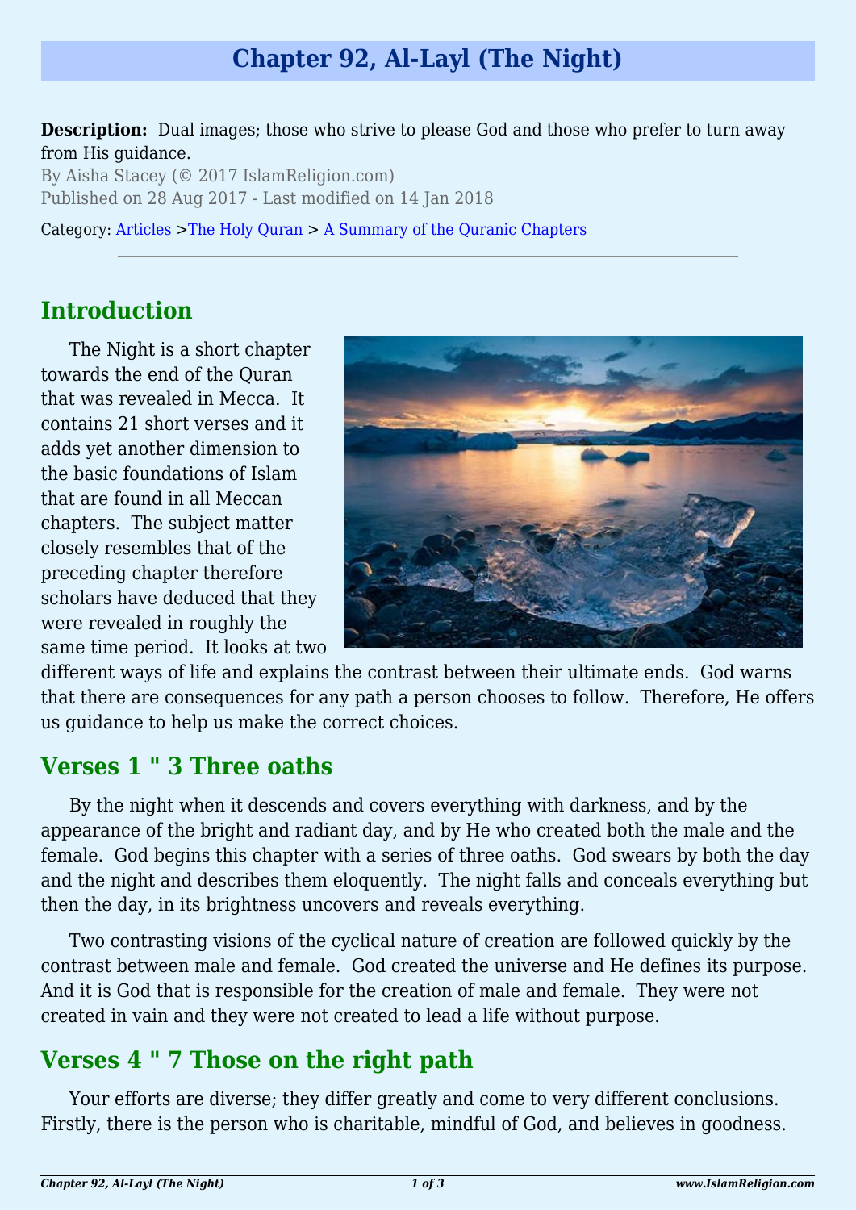# Chapter 92, Al-Layl (The Night)

**Description:** Dual images; those who strive to please God and those who prefer to turn away from His guidance.

By Aisha Stacey (© 2017 IslamReligion.com)

Published on 28 Aug 2017 - Last modified on 14 Jan 2018

Category: [Articles](#) >[The Holy Quran](#) > [A Summary of the Quranic Chapters](#)

---

## Introduction

The Night is a short chapter towards the end of the Quran that was revealed in Mecca. It contains 21 short verses and it adds yet another dimension to the basic foundations of Islam that are found in all Meccan chapters. The subject matter closely resembles that of the preceding chapter therefore scholars have deduced that they were revealed in roughly the same time period. It looks at two different ways of life and explains the contrast between their ultimate ends. God warns that there are consequences for any path a person chooses to follow. Therefore, He offers us guidance to help us make the correct choices.

## Verses 1 " 3 Three oaths

By the night when it descends and covers everything with darkness, and by the appearance of the bright and radiant day, and by He who created both the male and the female. God begins this chapter with a series of three oaths. God swears by both the day and the night and describes them eloquently. The night falls and conceals everything but then the day, in its brightness uncovers and reveals everything.

Two contrasting visions of the cyclical nature of creation are followed quickly by the contrast between male and female. God created the universe and He defines its purpose. And it is God that is responsible for the creation of male and female. They were not created in vain and they were not created to lead a life without purpose.

## Verses 4 " 7 Those on the right path

Your efforts are diverse; they differ greatly and come to very different conclusions. Firstly, there is the person who is charitable, mindful of God, and believes in goodness.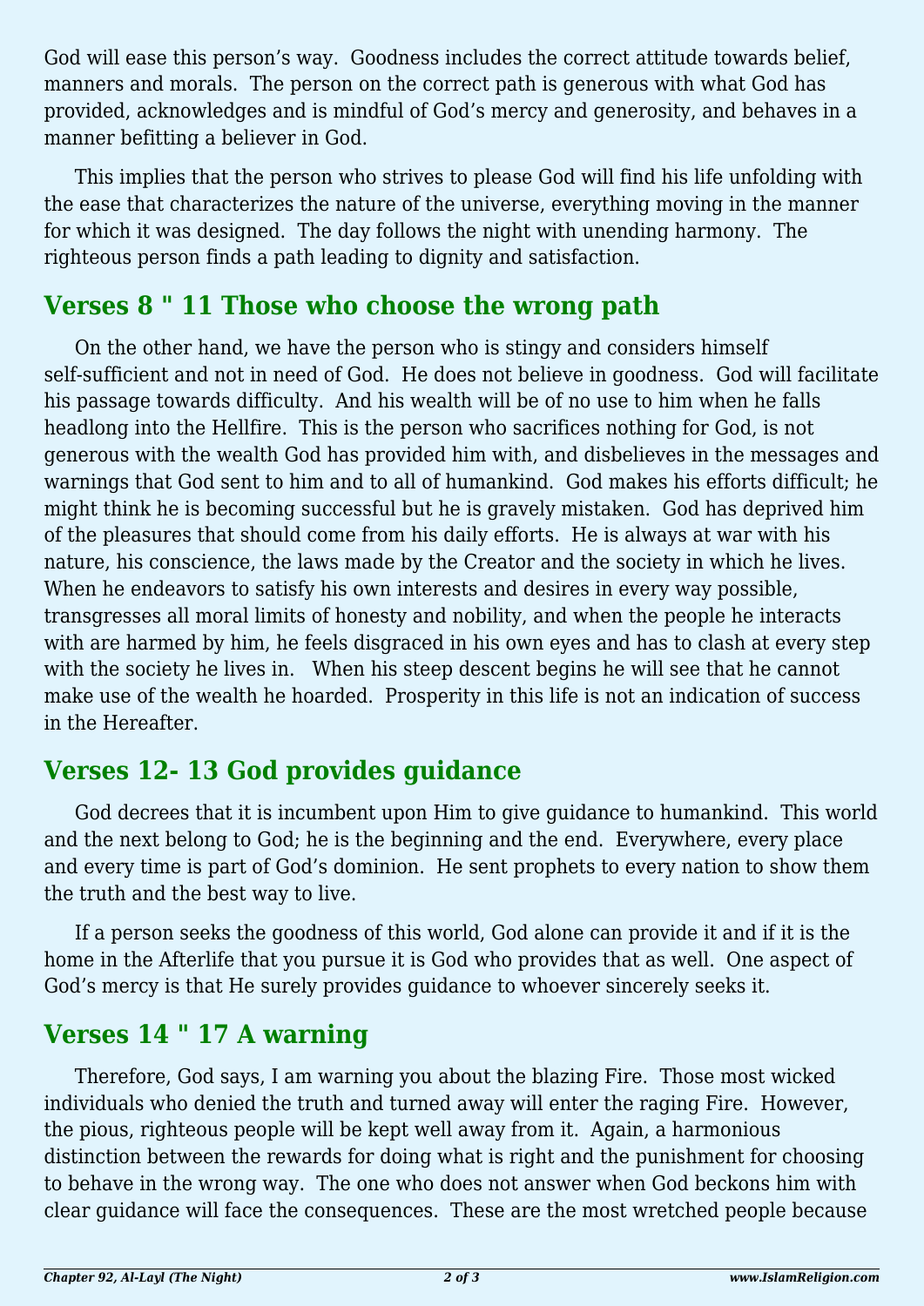God will ease this person's way. Goodness includes the correct attitude towards belief, manners and morals. The person on the correct path is generous with what God has provided, acknowledges and is mindful of God's mercy and generosity, and behaves in a manner befitting a believer in God.

This implies that the person who strives to please God will find his life unfolding with the ease that characterizes the nature of the universe, everything moving in the manner for which it was designed. The day follows the night with unending harmony. The righteous person finds a path leading to dignity and satisfaction.

## Verses 8 " 11 Those who choose the wrong path

On the other hand, we have the person who is stingy and considers himself self-sufficient and not in need of God. He does not believe in goodness. God will facilitate his passage towards difficulty. And his wealth will be of no use to him when he falls headlong into the Hellfire. This is the person who sacrifices nothing for God, is not generous with the wealth God has provided him with, and disbelieves in the messages and warnings that God sent to him and to all of humankind. God makes his efforts difficult; he might think he is becoming successful but he is gravely mistaken. God has deprived him of the pleasures that should come from his daily efforts. He is always at war with his nature, his conscience, the laws made by the Creator and the society in which he lives. When he endeavors to satisfy his own interests and desires in every way possible, transgresses all moral limits of honesty and nobility, and when the people he interacts with are harmed by him, he feels disgraced in his own eyes and has to clash at every step with the society he lives in. When his steep descent begins he will see that he cannot make use of the wealth he hoarded. Prosperity in this life is not an indication of success in the Hereafter.

## Verses 12- 13 God provides guidance

God decrees that it is incumbent upon Him to give guidance to humankind. This world and the next belong to God; he is the beginning and the end. Everywhere, every place and every time is part of God's dominion. He sent prophets to every nation to show them the truth and the best way to live.

If a person seeks the goodness of this world, God alone can provide it and if it is the home in the Afterlife that you pursue it is God who provides that as well. One aspect of God's mercy is that He surely provides guidance to whoever sincerely seeks it.

## Verses 14 " 17 A warning

Therefore, God says, I am warning you about the blazing Fire. Those most wicked individuals who denied the truth and turned away will enter the raging Fire. However, the pious, righteous people will be kept well away from it. Again, a harmonious distinction between the rewards for doing what is right and the punishment for choosing to behave in the wrong way. The one who does not answer when God beckons him with clear guidance will face the consequences. These are the most wretched people because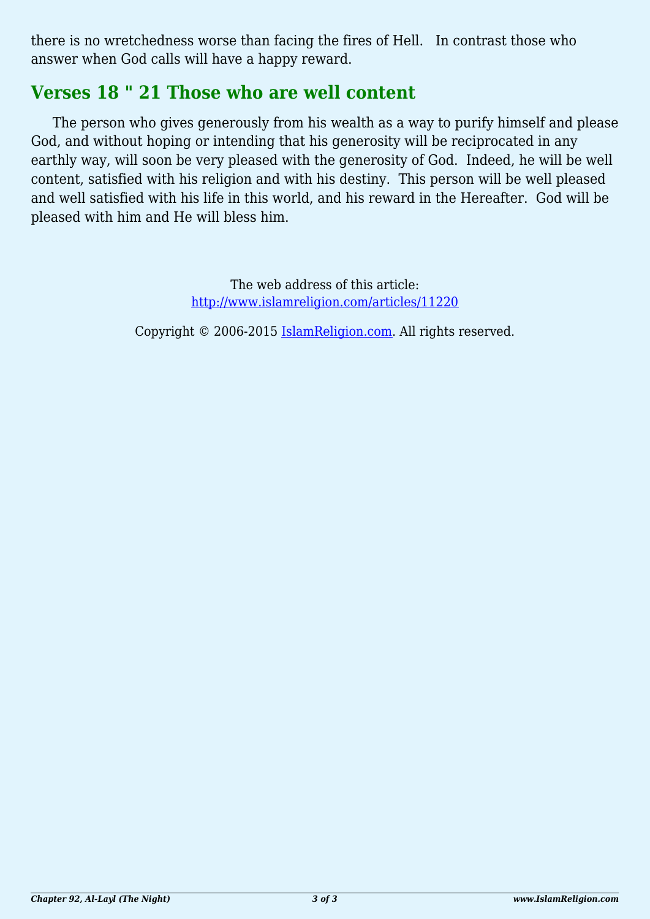there is no wretchedness worse than facing the fires of Hell. In contrast those who answer when God calls will have a happy reward.

## Verses 18 " 21 Those who are well content

The person who gives generously from his wealth as a way to purify himself and please God, and without hoping or intending that his generosity will be reciprocated in any earthly way, will soon be very pleased with the generosity of God. Indeed, he will be well content, satisfied with his religion and with his destiny. This person will be well pleased and well satisfied with his life in this world, and his reward in the Hereafter. God will be pleased with him and He will bless him.

The web address of this article:
http://www.islamreligion.com/articles/11220

Copyright © 2006-2015 IslamReligion.com. All rights reserved.